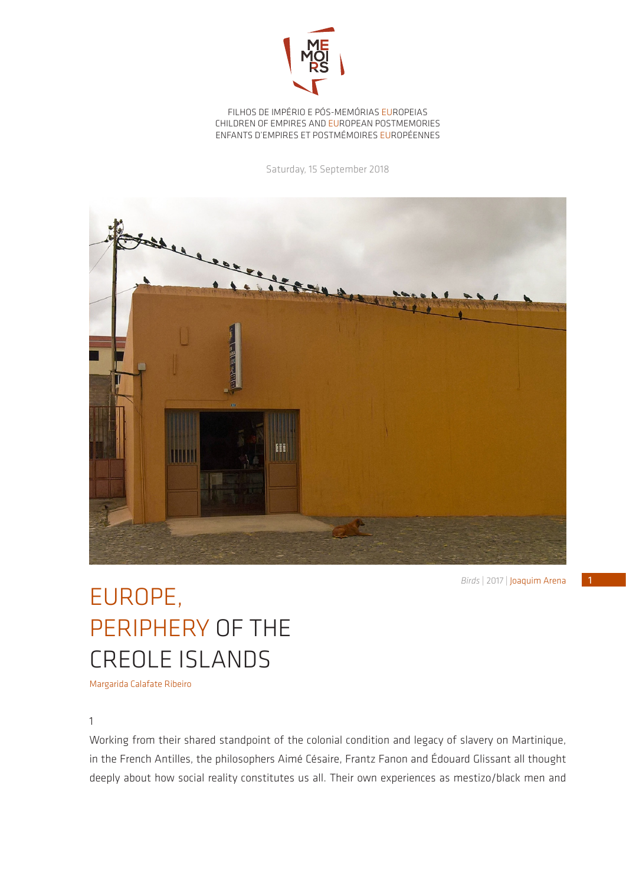FILHOS DE IMPÉRIO E PÓS-MEMÓRIAS EUROPEIAS
CHILDREN OF EMPIRES AND EUROPEAN POSTMEMORIES
ENFANTS D'EMPIRES ET POSTMÉMOIRES EUROPÉENNES

Saturday, 15 September 2018

*Birds* | 2017 | Joaquim Arena

# EUROPE, PERIPHERY OF THE CREOLE ISLANDS

Margarida Calafate Ribeiro

1

Working from their shared standpoint of the colonial condition and legacy of slavery on Martinique, in the French Antilles, the philosophers Aimé Césaire, Frantz Fanon and Édouard Glissant all thought deeply about how social reality constitutes us all. Their own experiences as mestizo/black men and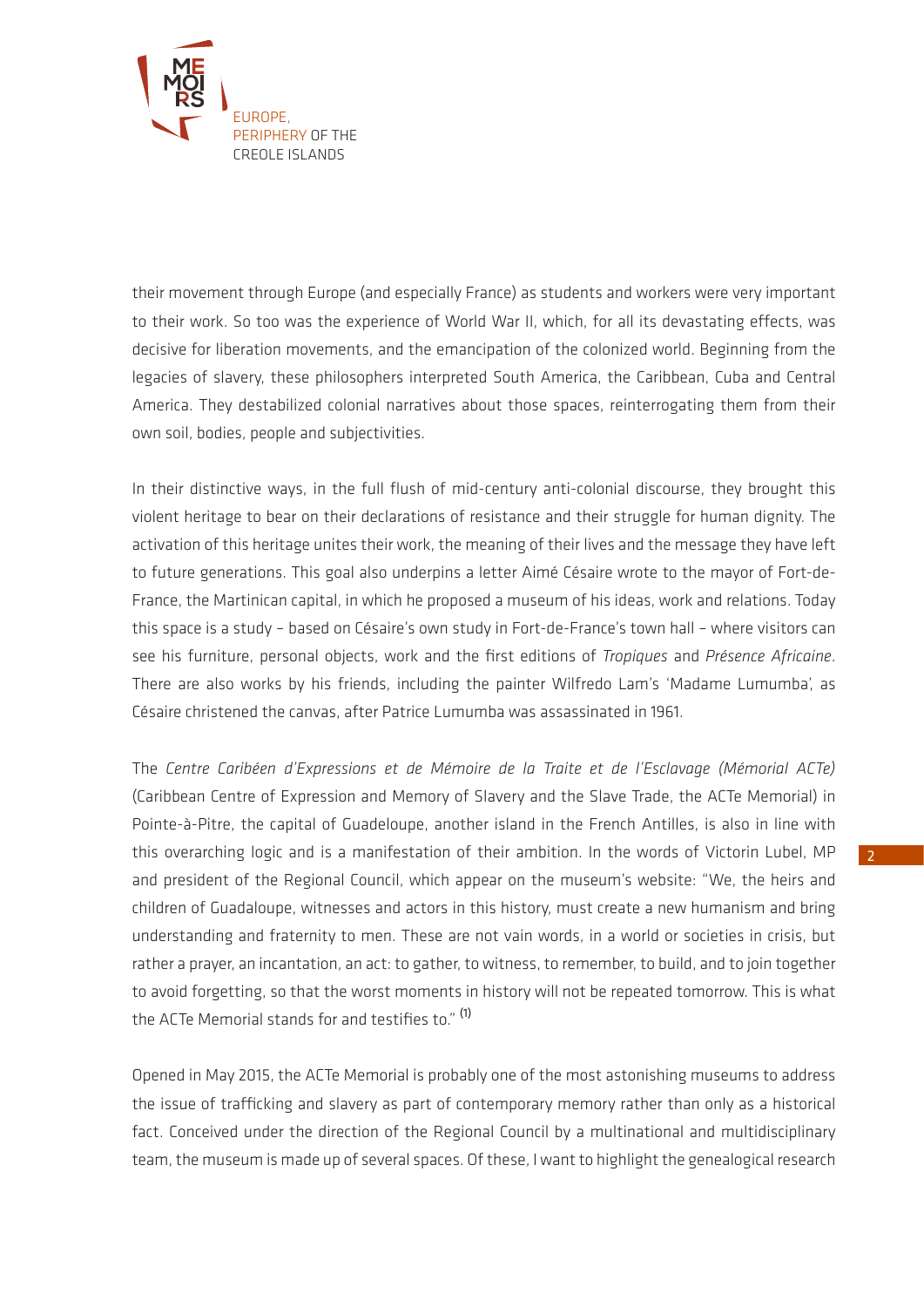their movement through Europe (and especially France) as students and workers were very important to their work. So too was the experience of World War II, which, for all its devastating effects, was decisive for liberation movements, and the emancipation of the colonized world. Beginning from the legacies of slavery, these philosophers interpreted South America, the Caribbean, Cuba and Central America. They destabilized colonial narratives about those spaces, reinterrogating them from their own soil, bodies, people and subjectivities.

In their distinctive ways, in the full flush of mid-century anti-colonial discourse, they brought this violent heritage to bear on their declarations of resistance and their struggle for human dignity. The activation of this heritage unites their work, the meaning of their lives and the message they have left to future generations. This goal also underpins a letter Aimé Césaire wrote to the mayor of Fort-de-France, the Martinican capital, in which he proposed a museum of his ideas, work and relations. Today this space is a study – based on Césaire's own study in Fort-de-France's town hall – where visitors can see his furniture, personal objects, work and the first editions of *Tropiques* and *Présence Africaine*. There are also works by his friends, including the painter Wilfredo Lam's 'Madame Lumumba', as Césaire christened the canvas, after Patrice Lumumba was assassinated in 1961.

The *Centre Caribéen d'Expressions et de Mémoire de la Traite et de l'Esclavage (Mémorial ACTe)* (Caribbean Centre of Expression and Memory of Slavery and the Slave Trade, the ACTe Memorial) in Pointe-à-Pitre, the capital of Guadeloupe, another island in the French Antilles, is also in line with this overarching logic and is a manifestation of their ambition. In the words of Victorin Lubel, MP and president of the Regional Council, which appear on the museum's website: "We, the heirs and children of Guadaloupe, witnesses and actors in this history, must create a new humanism and bring understanding and fraternity to men. These are not vain words, in a world or societies in crisis, but rather a prayer, an incantation, an act: to gather, to witness, to remember, to build, and to join together to avoid forgetting, so that the worst moments in history will not be repeated tomorrow. This is what the ACTe Memorial stands for and testifies to." [1]

Opened in May 2015, the ACTe Memorial is probably one of the most astonishing museums to address the issue of trafficking and slavery as part of contemporary memory rather than only as a historical fact. Conceived under the direction of the Regional Council by a multinational and multidisciplinary team, the museum is made up of several spaces. Of these, I want to highlight the genealogical research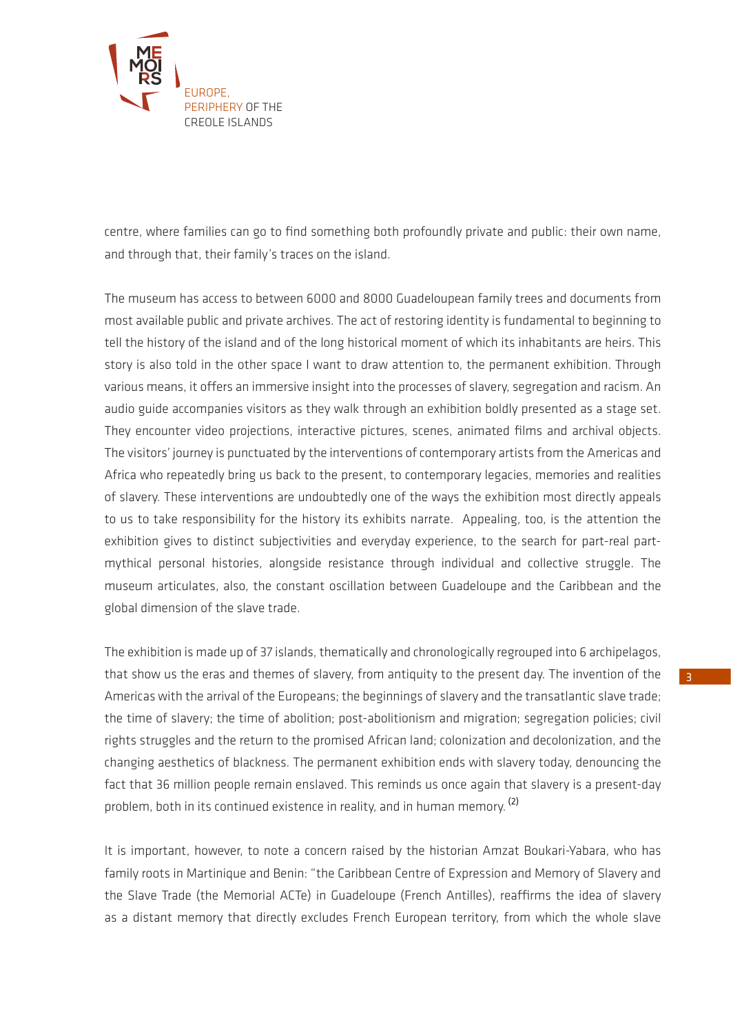centre, where families can go to find something both profoundly private and public: their own name, and through that, their family's traces on the island.

The museum has access to between 6000 and 8000 Guadeloupean family trees and documents from most available public and private archives. The act of restoring identity is fundamental to beginning to tell the history of the island and of the long historical moment of which its inhabitants are heirs. This story is also told in the other space I want to draw attention to, the permanent exhibition. Through various means, it offers an immersive insight into the processes of slavery, segregation and racism. An audio guide accompanies visitors as they walk through an exhibition boldly presented as a stage set. They encounter video projections, interactive pictures, scenes, animated films and archival objects. The visitors' journey is punctuated by the interventions of contemporary artists from the Americas and Africa who repeatedly bring us back to the present, to contemporary legacies, memories and realities of slavery. These interventions are undoubtedly one of the ways the exhibition most directly appeals to us to take responsibility for the history its exhibits narrate. Appealing, too, is the attention the exhibition gives to distinct subjectivities and everyday experience, to the search for part-real part-mythical personal histories, alongside resistance through individual and collective struggle. The museum articulates, also, the constant oscillation between Guadeloupe and the Caribbean and the global dimension of the slave trade.

The exhibition is made up of 37 islands, thematically and chronologically regrouped into 6 archipelagos, that show us the eras and themes of slavery, from antiquity to the present day. The invention of the Americas with the arrival of the Europeans; the beginnings of slavery and the transatlantic slave trade; the time of slavery; the time of abolition; post-abolitionism and migration; segregation policies; civil rights struggles and the return to the promised African land; colonization and decolonization, and the changing aesthetics of blackness. The permanent exhibition ends with slavery today, denouncing the fact that 36 million people remain enslaved. This reminds us once again that slavery is a present-day problem, both in its continued existence in reality, and in human memory. (2)

It is important, however, to note a concern raised by the historian Amzat Boukari-Yabara, who has family roots in Martinique and Benin: "the Caribbean Centre of Expression and Memory of Slavery and the Slave Trade (the Memorial ACTe) in Guadeloupe (French Antilles), reaffirms the idea of slavery as a distant memory that directly excludes French European territory, from which the whole slave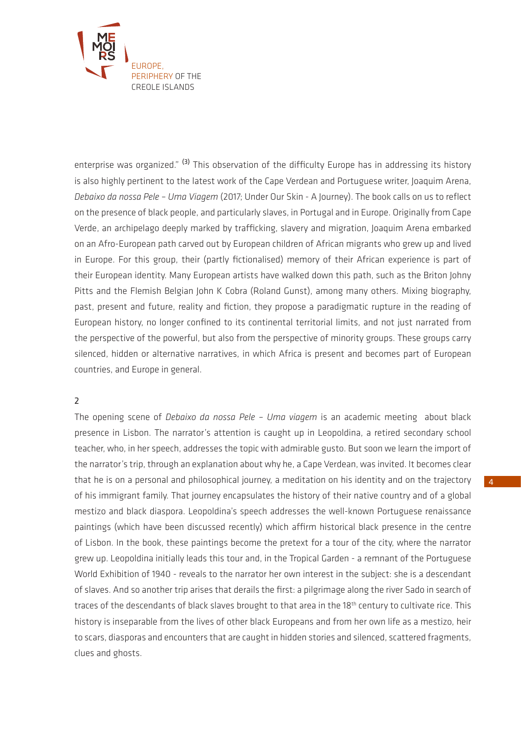enterprise was organized." [3] This observation of the difficulty Europe has in addressing its history is also highly pertinent to the latest work of the Cape Verdean and Portuguese writer, Joaquim Arena, *Debaixo da nossa Pele – Uma Viagem* (2017; Under Our Skin - A Journey). The book calls on us to reflect on the presence of black people, and particularly slaves, in Portugal and in Europe. Originally from Cape Verde, an archipelago deeply marked by trafficking, slavery and migration, Joaquim Arena embarked on an Afro-European path carved out by European children of African migrants who grew up and lived in Europe. For this group, their (partly fictionalised) memory of their African experience is part of their European identity. Many European artists have walked down this path, such as the Briton Johny Pitts and the Flemish Belgian John K Cobra (Roland Gunst), among many others. Mixing biography, past, present and future, reality and fiction, they propose a paradigmatic rupture in the reading of European history, no longer confined to its continental territorial limits, and not just narrated from the perspective of the powerful, but also from the perspective of minority groups. These groups carry silenced, hidden or alternative narratives, in which Africa is present and becomes part of European countries, and Europe in general.

2

The opening scene of *Debaixo da nossa Pele – Uma viagem* is an academic meeting about black presence in Lisbon. The narrator's attention is caught up in Leopoldina, a retired secondary school teacher, who, in her speech, addresses the topic with admirable gusto. But soon we learn the import of the narrator's trip, through an explanation about why he, a Cape Verdean, was invited. It becomes clear that he is on a personal and philosophical journey, a meditation on his identity and on the trajectory of his immigrant family. That journey encapsulates the history of their native country and of a global mestizo and black diaspora. Leopoldina's speech addresses the well-known Portuguese renaissance paintings (which have been discussed recently) which affirm historical black presence in the centre of Lisbon. In the book, these paintings become the pretext for a tour of the city, where the narrator grew up. Leopoldina initially leads this tour and, in the Tropical Garden - a remnant of the Portuguese World Exhibition of 1940 - reveals to the narrator her own interest in the subject: she is a descendant of slaves. And so another trip arises that derails the first: a pilgrimage along the river Sado in search of traces of the descendants of black slaves brought to that area in the 18th century to cultivate rice. This history is inseparable from the lives of other black Europeans and from her own life as a mestizo, heir to scars, diasporas and encounters that are caught in hidden stories and silenced, scattered fragments, clues and ghosts.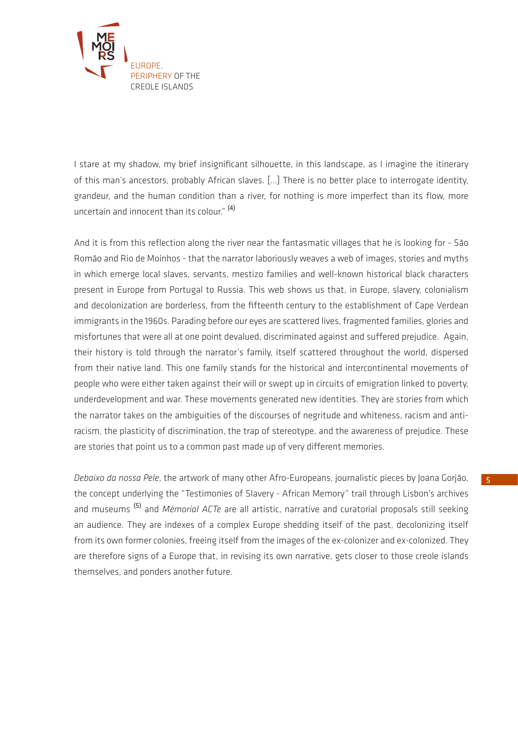I stare at my shadow, my brief insignificant silhouette, in this landscape, as I imagine the itinerary of this man's ancestors, probably African slaves. [...] There is no better place to interrogate identity, grandeur, and the human condition than a river, for nothing is more imperfect than its flow, more uncertain and innocent than its colour." [4]

And it is from this reflection along the river near the fantasmatic villages that he is looking for - São Romão and Rio de Moinhos - that the narrator laboriously weaves a web of images, stories and myths in which emerge local slaves, servants, mestizo families and well-known historical black characters present in Europe from Portugal to Russia. This web shows us that, in Europe, slavery, colonialism and decolonization are borderless, from the fifteenth century to the establishment of Cape Verdean immigrants in the 1960s. Parading before our eyes are scattered lives, fragmented families, glories and misfortunes that were all at one point devalued, discriminated against and suffered prejudice. Again, their history is told through the narrator's family, itself scattered throughout the world, dispersed from their native land. This one family stands for the historical and intercontinental movements of people who were either taken against their will or swept up in circuits of emigration linked to poverty, underdevelopment and war. These movements generated new identities. They are stories from which the narrator takes on the ambiguities of the discourses of negritude and whiteness, racism and anti-racism, the plasticity of discrimination, the trap of stereotype, and the awareness of prejudice. These are stories that point us to a common past made up of very different memories.

*Debaixo da nossa Pele*, the artwork of many other Afro-Europeans, journalistic pieces by Joana Gorjão, the concept underlying the "Testimonies of Slavery - African Memory" trail through Lisbon's archives and museums [5] and *Mémorial ACTe* are all artistic, narrative and curatorial proposals still seeking an audience. They are indexes of a complex Europe shedding itself of the past, decolonizing itself from its own former colonies, freeing itself from the images of the ex-colonizer and ex-colonized. They are therefore signs of a Europe that, in revising its own narrative, gets closer to those creole islands themselves, and ponders another future.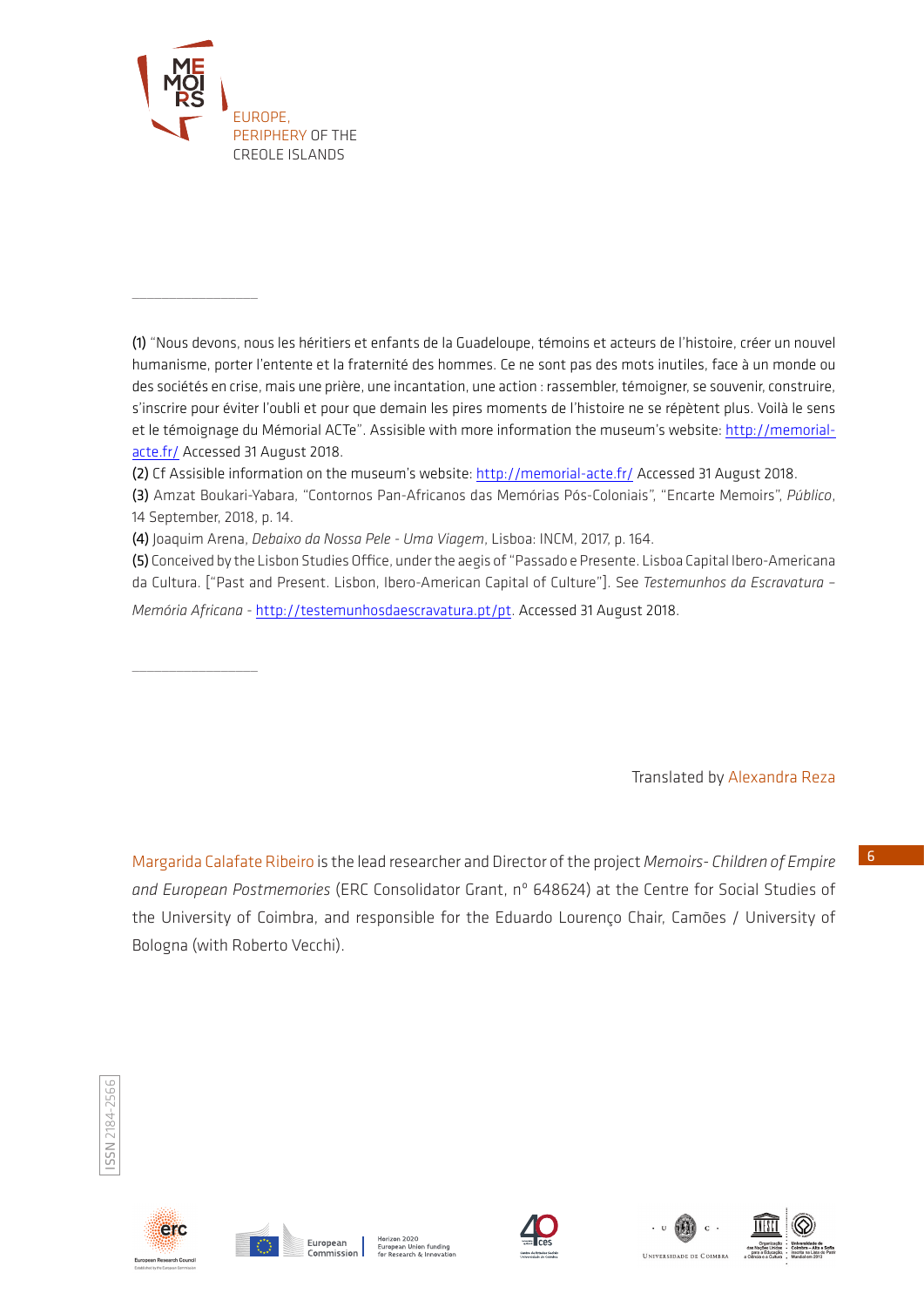(1) "Nous devons, nous les héritiers et enfants de la Guadeloupe, témoins et acteurs de l'histoire, créer un nouvel humanisme, porter l'entente et la fraternité des hommes. Ce ne sont pas des mots inutiles, face à un monde ou des sociétés en crise, mais une prière, une incantation, une action : rassembler, témoigner, se souvenir, construire, s'inscrire pour éviter l'oubli et pour que demain les pires moments de l'histoire ne se répètent plus. Voilà le sens et le témoignage du Mémorial ACTe". Assisible with more information the museum's website: http://memorial-acte.fr/ Accessed 31 August 2018.

(2) Cf Assisible information on the museum's website: http://memorial-acte.fr/ Accessed 31 August 2018.

(3) Amzat Boukari-Yabara, "Contornos Pan-Africanos das Memórias Pós-Coloniais", "Encarte Memoirs", *Público*, 14 September, 2018, p. 14.

(4) Joaquim Arena, *Debaixo da Nossa Pele - Uma Viagem*, Lisboa: INCM, 2017, p. 164.

(5) Conceived by the Lisbon Studies Office, under the aegis of "Passado e Presente. Lisboa Capital Ibero-Americana da Cultura. ["Past and Present. Lisbon, Ibero-American Capital of Culture"]. See *Testemunhos da Escravatura – Memória Africana* - http://testemunhosdaescravatura.pt/pt. Accessed 31 August 2018.

Translated by Alexandra Reza

Margarida Calafate Ribeiro is the lead researcher and Director of the project *Memoirs- Children of Empire and European Postmemories* (ERC Consolidator Grant, nº 648624) at the Centre for Social Studies of the University of Coimbra, and responsible for the Eduardo Lourenço Chair, Camões / University of Bologna (with Roberto Vecchi).